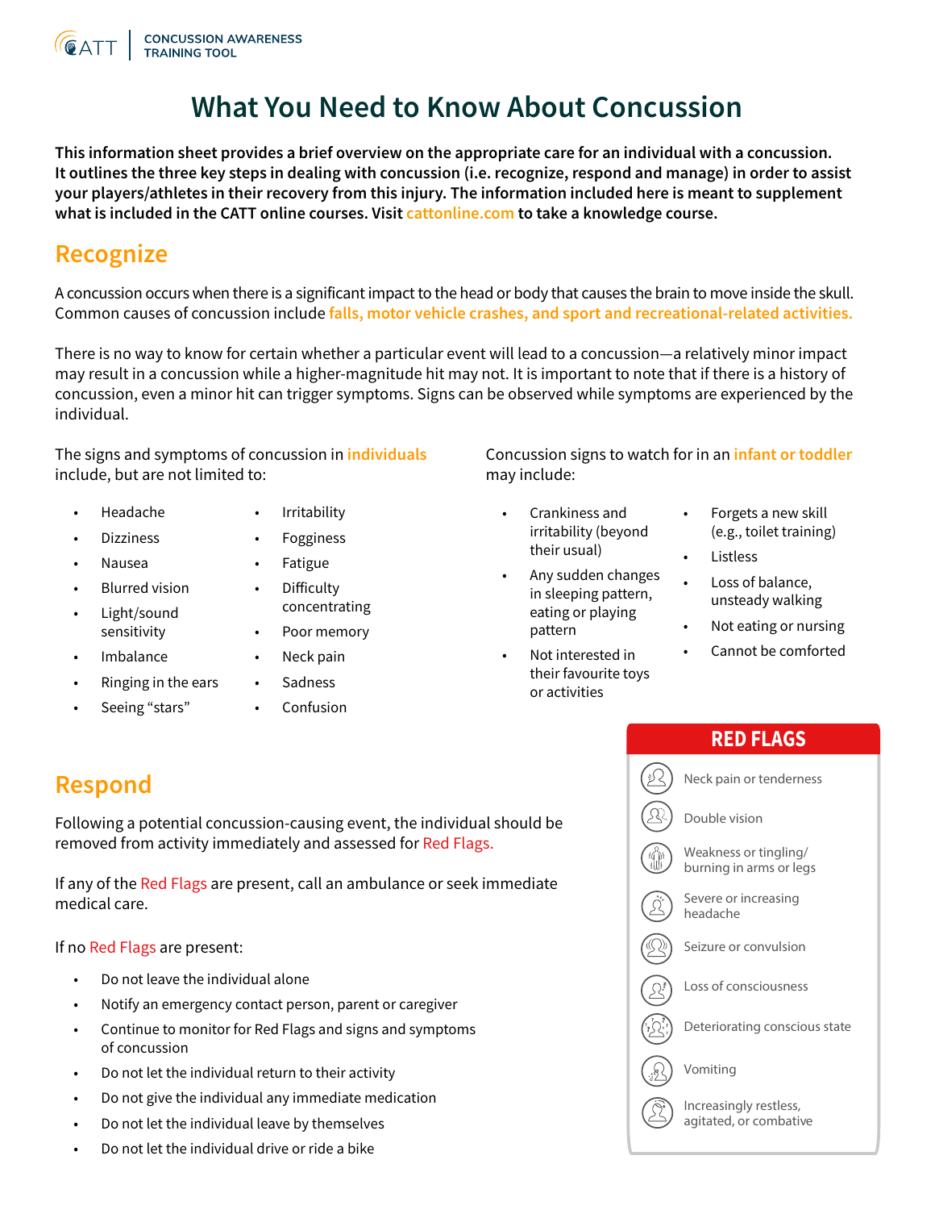CONCUSSION AWARENESS TRAINING TOOL

# What You Need to Know About Concussion

**This information sheet provides a brief overview on the appropriate care for an individual with a concussion. It outlines the three key steps in dealing with concussion (i.e. recognize, respond and manage) in order to assist your players/athletes in their recovery from this injury. The information included here is meant to supplement what is included in the CATT online courses. Visit cattonline.com to take a knowledge course.**

## Recognize

A concussion occurs when there is a significant impact to the head or body that causes the brain to move inside the skull. Common causes of concussion include **falls, motor vehicle crashes, and sport and recreational-related activities.**

There is no way to know for certain whether a particular event will lead to a concussion—a relatively minor impact may result in a concussion while a higher-magnitude hit may not. It is important to note that if there is a history of concussion, even a minor hit can trigger symptoms. Signs can be observed while symptoms are experienced by the individual.

The signs and symptoms of concussion in **individuals** include, but are not limited to:

- Headache
- Dizziness
- Nausea
- Blurred vision
- Light/sound sensitivity
- Imbalance
- Ringing in the ears
- Seeing "stars"
- Irritability
- Fogginess
- Fatigue
- Difficulty concentrating
- Poor memory
- Neck pain
- Sadness
- Confusion

Concussion signs to watch for in an **infant or toddler** may include:

- Crankiness and irritability (beyond their usual)
- Any sudden changes in sleeping pattern, eating or playing pattern
- Not interested in their favourite toys or activities
- Forgets a new skill (e.g., toilet training)
- Listless
- Loss of balance, unsteady walking
- Not eating or nursing
- Cannot be comforted

## Respond

Following a potential concussion-causing event, the individual should be removed from activity immediately and assessed for Red Flags.

If any of the Red Flags are present, call an ambulance or seek immediate medical care.

If no Red Flags are present:

- Do not leave the individual alone
- Notify an emergency contact person, parent or caregiver
- Continue to monitor for Red Flags and signs and symptoms of concussion
- Do not let the individual return to their activity
- Do not give the individual any immediate medication
- Do not let the individual leave by themselves
- Do not let the individual drive or ride a bike

### RED FLAGS

- Neck pain or tenderness
- Double vision
- Weakness or tingling/ burning in arms or legs
- Severe or increasing headache
- Seizure or convulsion
- Loss of consciousness
- Deteriorating conscious state
- Vomiting
- Increasingly restless, agitated, or combative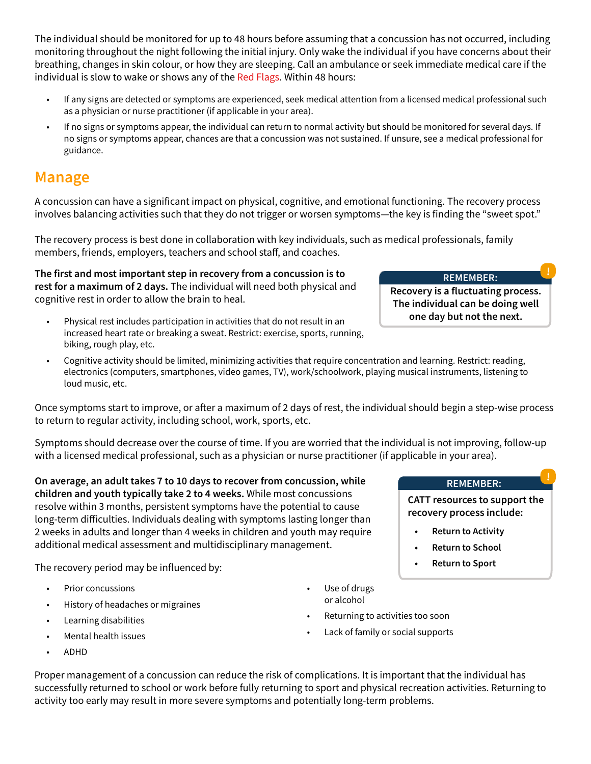The individual should be monitored for up to 48 hours before assuming that a concussion has not occurred, including monitoring throughout the night following the initial injury. Only wake the individual if you have concerns about their breathing, changes in skin colour, or how they are sleeping. Call an ambulance or seek immediate medical care if the individual is slow to wake or shows any of the Red Flags. Within 48 hours:

- If any signs are detected or symptoms are experienced, seek medical attention from a licensed medical professional such as a physician or nurse practitioner (if applicable in your area).
- If no signs or symptoms appear, the individual can return to normal activity but should be monitored for several days. If no signs or symptoms appear, chances are that a concussion was not sustained. If unsure, see a medical professional for guidance.

## Manage

A concussion can have a significant impact on physical, cognitive, and emotional functioning. The recovery process involves balancing activities such that they do not trigger or worsen symptoms—the key is finding the "sweet spot."

The recovery process is best done in collaboration with key individuals, such as medical professionals, family members, friends, employers, teachers and school staff, and coaches.

**The first and most important step in recovery from a concussion is to rest for a maximum of 2 days.** The individual will need both physical and cognitive rest in order to allow the brain to heal.

- Physical rest includes participation in activities that do not result in an increased heart rate or breaking a sweat. Restrict: exercise, sports, running, biking, rough play, etc.
- Cognitive activity should be limited, minimizing activities that require concentration and learning. Restrict: reading, electronics (computers, smartphones, video games, TV), work/schoolwork, playing musical instruments, listening to loud music, etc.

> **REMEMBER:**
> **Recovery is a fluctuating process. The individual can be doing well one day but not the next.**

Once symptoms start to improve, or after a maximum of 2 days of rest, the individual should begin a step-wise process to return to regular activity, including school, work, sports, etc.

Symptoms should decrease over the course of time. If you are worried that the individual is not improving, follow-up with a licensed medical professional, such as a physician or nurse practitioner (if applicable in your area).

**On average, an adult takes 7 to 10 days to recover from concussion, while children and youth typically take 2 to 4 weeks.** While most concussions resolve within 3 months, persistent symptoms have the potential to cause long-term difficulties. Individuals dealing with symptoms lasting longer than 2 weeks in adults and longer than 4 weeks in children and youth may require additional medical assessment and multidisciplinary management.

> **REMEMBER:**
> **CATT resources to support the recovery process include:**
> - **Return to Activity**
> - **Return to School**
> - **Return to Sport**

The recovery period may be influenced by:

- Prior concussions
- History of headaches or migraines
- Learning disabilities
- Mental health issues
- ADHD
- Use of drugs or alcohol
- Returning to activities too soon
- Lack of family or social supports

Proper management of a concussion can reduce the risk of complications. It is important that the individual has successfully returned to school or work before fully returning to sport and physical recreation activities. Returning to activity too early may result in more severe symptoms and potentially long-term problems.